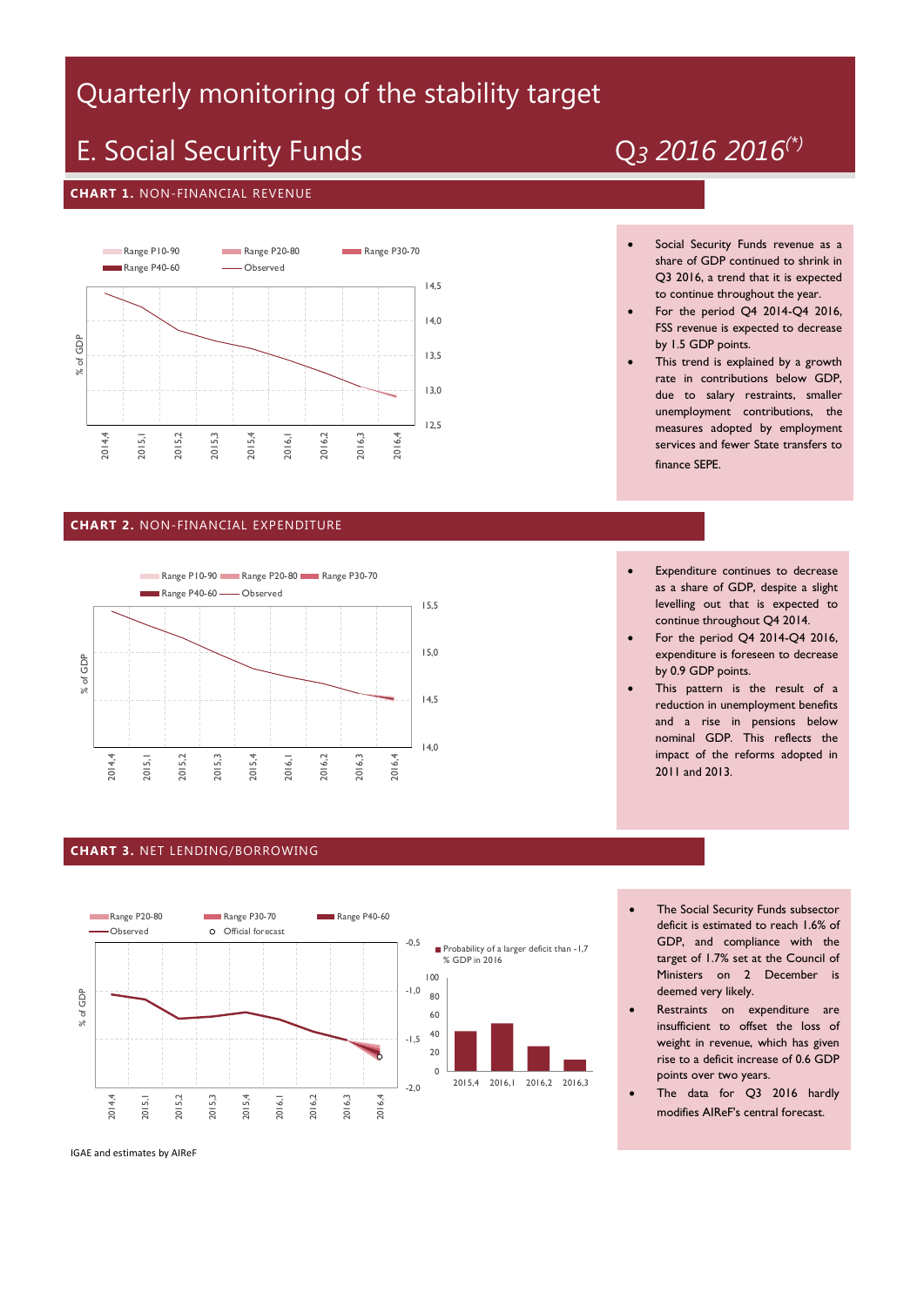# Quarterly monitoring of the stability target

# E. Social Security Funds

*Q3 2016 2016(*)*

## CHART 1. NON-FINANCIAL REVENUE

Range P10-90 | Range P20-80 | Range P30-70 | Range P40-60 | Observed

% of GDP

14,5 | 14,0 | 13,5 | 13,0 | 12,5

2014.4 | 2015.1 | 2015.2 | 2015.3 | 2015.4 | 2016.1 | 2016.2 | 2016.3 | 2016.4

- Social Security Funds revenue as a share of GDP continued to shrink in Q3 2016, a trend that it is expected to continue throughout the year.
- For the period Q4 2014-Q4 2016, FSS revenue is expected to decrease by 1.5 GDP points.
- This trend is explained by a growth rate in contributions below GDP, due to salary restraints, smaller unemployment contributions, the measures adopted by employment services and fewer State transfers to finance SEPE.

## CHART 2. NON-FINANCIAL EXPENDITURE

Range P10-90 | Range P20-80 | Range P30-70 | Range P40-60 | Observed

% of GDP

15,5 | 15,0 | 14,5 | 14,0

2014.4 | 2015.1 | 2015.2 | 2015.3 | 2015.4 | 2016.1 | 2016.2 | 2016.3 | 2016.4

- Expenditure continues to decrease as a share of GDP, despite a slight levelling out that is expected to continue throughout Q4 2014.
- For the period Q4 2014-Q4 2016, expenditure is foreseen to decrease by 0.9 GDP points.
- This pattern is the result of a reduction in unemployment benefits and a rise in pensions below nominal GDP. This reflects the impact of the reforms adopted in 2011 and 2013.

## CHART 3. NET LENDING/BORROWING

Range P20-80 | Range P30-70 | Range P40-60 | Observed | Official forecast

% of GDP

-0,5 | -1,0 | -1,5 | -2,0

2014.4 | 2015.1 | 2015.2 | 2015.3 | 2015.4 | 2016.1 | 2016.2 | 2016.3 | 2016.4

Probability of a larger deficit than -1,7 % GDP in 2016

100 | 80 | 60 | 40 | 20 | 0

2015,4 | 2016,1 | 2016,2 | 2016,3

- The Social Security Funds subsector deficit is estimated to reach 1.6% of GDP, and compliance with the target of 1.7% set at the Council of Ministers on 2 December is deemed very likely.
- Restraints on expenditure are insufficient to offset the loss of weight in revenue, which has given rise to a deficit increase of 0.6 GDP points over two years.
- The data for Q3 2016 hardly modifies AIReF's central forecast.

IGAE and estimates by AIReF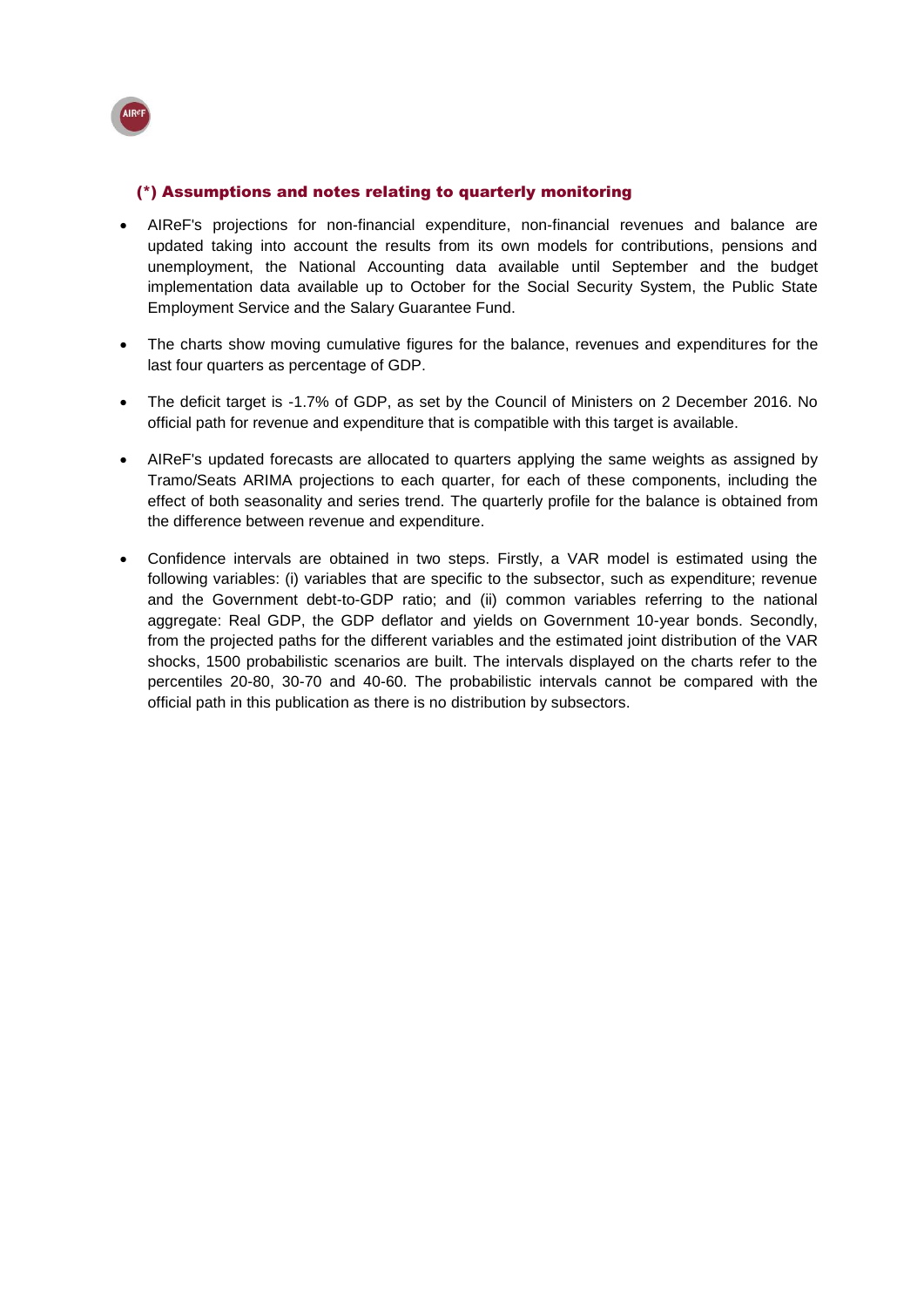### (*) Assumptions and notes relating to quarterly monitoring

- AIReF's projections for non-financial expenditure, non-financial revenues and balance are updated taking into account the results from its own models for contributions, pensions and unemployment, the National Accounting data available until September and the budget implementation data available up to October for the Social Security System, the Public State Employment Service and the Salary Guarantee Fund.

- The charts show moving cumulative figures for the balance, revenues and expenditures for the last four quarters as percentage of GDP.

- The deficit target is -1.7% of GDP, as set by the Council of Ministers on 2 December 2016. No official path for revenue and expenditure that is compatible with this target is available.

- AIReF's updated forecasts are allocated to quarters applying the same weights as assigned by Tramo/Seats ARIMA projections to each quarter, for each of these components, including the effect of both seasonality and series trend. The quarterly profile for the balance is obtained from the difference between revenue and expenditure.

- Confidence intervals are obtained in two steps. Firstly, a VAR model is estimated using the following variables: (i) variables that are specific to the subsector, such as expenditure; revenue and the Government debt-to-GDP ratio; and (ii) common variables referring to the national aggregate: Real GDP, the GDP deflator and yields on Government 10-year bonds. Secondly, from the projected paths for the different variables and the estimated joint distribution of the VAR shocks, 1500 probabilistic scenarios are built. The intervals displayed on the charts refer to the percentiles 20-80, 30-70 and 40-60. The probabilistic intervals cannot be compared with the official path in this publication as there is no distribution by subsectors.